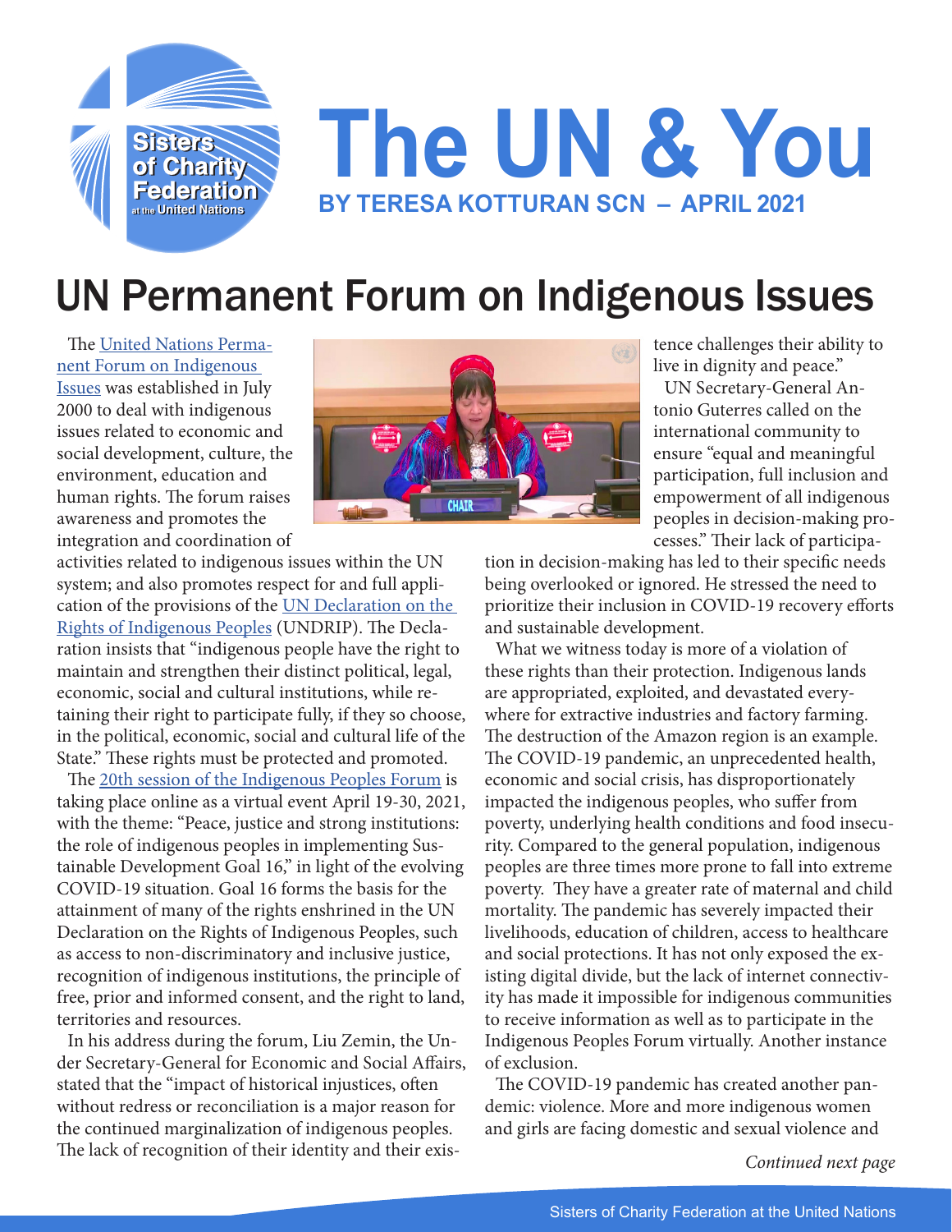# The UN & You

**BY TERESA KOTTURAN SCN – APRIL 2021**

# UN Permanent Forum on Indigenous Issues

The United Nations Permanent Forum on Indigenous Issues was established in July 2000 to deal with indigenous issues related to economic and social development, culture, the environment, education and human rights. The forum raises awareness and promotes the integration and coordination of activities related to indigenous issues within the UN system; and also promotes respect for and full application of the provisions of the UN Declaration on the Rights of Indigenous Peoples (UNDRIP). The Declaration insists that "indigenous people have the right to maintain and strengthen their distinct political, legal, economic, social and cultural institutions, while retaining their right to participate fully, if they so choose, in the political, economic, social and cultural life of the State." These rights must be protected and promoted.

The 20th session of the Indigenous Peoples Forum is taking place online as a virtual event April 19-30, 2021, with the theme: "Peace, justice and strong institutions: the role of indigenous peoples in implementing Sustainable Development Goal 16," in light of the evolving COVID-19 situation. Goal 16 forms the basis for the attainment of many of the rights enshrined in the UN Declaration on the Rights of Indigenous Peoples, such as access to non-discriminatory and inclusive justice, recognition of indigenous institutions, the principle of free, prior and informed consent, and the right to land, territories and resources.

In his address during the forum, Liu Zemin, the Under Secretary-General for Economic and Social Affairs, stated that the "impact of historical injustices, often without redress or reconciliation is a major reason for the continued marginalization of indigenous peoples. The lack of recognition of their identity and their existence challenges their ability to live in dignity and peace."

UN Secretary-General Antonio Guterres called on the international community to ensure "equal and meaningful participation, full inclusion and empowerment of all indigenous peoples in decision-making processes." Their lack of participation in decision-making has led to their specific needs being overlooked or ignored. He stressed the need to prioritize their inclusion in COVID-19 recovery efforts and sustainable development.

What we witness today is more of a violation of these rights than their protection. Indigenous lands are appropriated, exploited, and devastated everywhere for extractive industries and factory farming. The destruction of the Amazon region is an example. The COVID-19 pandemic, an unprecedented health, economic and social crisis, has disproportionately impacted the indigenous peoples, who suffer from poverty, underlying health conditions and food insecurity. Compared to the general population, indigenous peoples are three times more prone to fall into extreme poverty. They have a greater rate of maternal and child mortality. The pandemic has severely impacted their livelihoods, education of children, access to healthcare and social protections. It has not only exposed the existing digital divide, but the lack of internet connectivity has made it impossible for indigenous communities to receive information as well as to participate in the Indigenous Peoples Forum virtually. Another instance of exclusion.

The COVID-19 pandemic has created another pandemic: violence. More and more indigenous women and girls are facing domestic and sexual violence and

*Continued next page*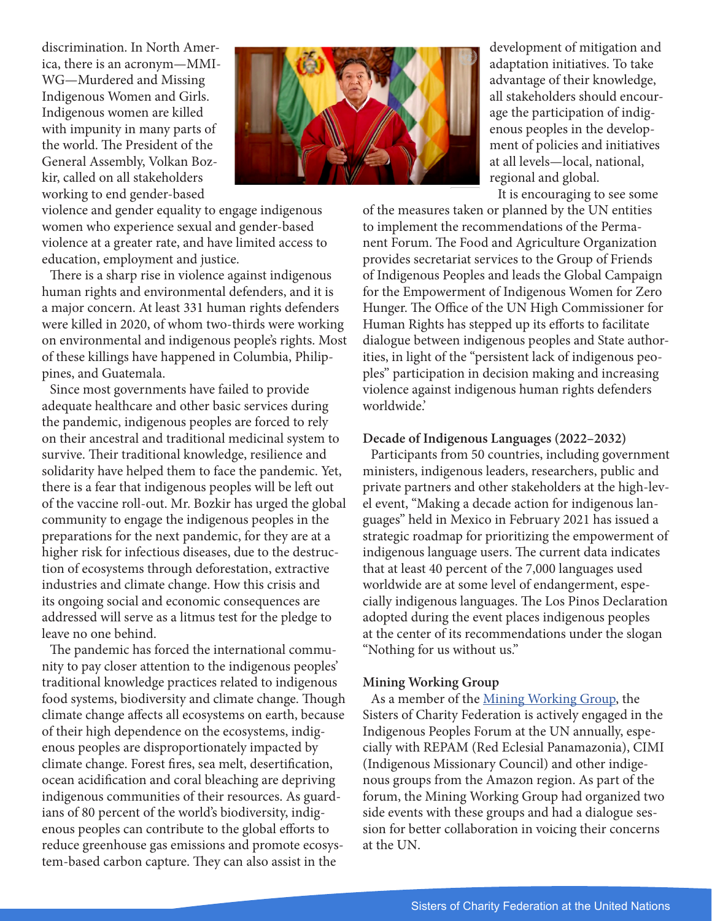discrimination. In North America, there is an acronym—MMIWG—Murdered and Missing Indigenous Women and Girls. Indigenous women are killed with impunity in many parts of the world. The President of the General Assembly, Volkan Bozkir, called on all stakeholders working to end gender-based violence and gender equality to engage indigenous women who experience sexual and gender-based violence at a greater rate, and have limited access to education, employment and justice.

There is a sharp rise in violence against indigenous human rights and environmental defenders, and it is a major concern. At least 331 human rights defenders were killed in 2020, of whom two-thirds were working on environmental and indigenous people's rights. Most of these killings have happened in Columbia, Philippines, and Guatemala.

Since most governments have failed to provide adequate healthcare and other basic services during the pandemic, indigenous peoples are forced to rely on their ancestral and traditional medicinal system to survive. Their traditional knowledge, resilience and solidarity have helped them to face the pandemic. Yet, there is a fear that indigenous peoples will be left out of the vaccine roll-out. Mr. Bozkir has urged the global community to engage the indigenous peoples in the preparations for the next pandemic, for they are at a higher risk for infectious diseases, due to the destruction of ecosystems through deforestation, extractive industries and climate change. How this crisis and its ongoing social and economic consequences are addressed will serve as a litmus test for the pledge to leave no one behind.

The pandemic has forced the international community to pay closer attention to the indigenous peoples' traditional knowledge practices related to indigenous food systems, biodiversity and climate change. Though climate change affects all ecosystems on earth, because of their high dependence on the ecosystems, indigenous peoples are disproportionately impacted by climate change. Forest fires, sea melt, desertification, ocean acidification and coral bleaching are depriving indigenous communities of their resources. As guardians of 80 percent of the world's biodiversity, indigenous peoples can contribute to the global efforts to reduce greenhouse gas emissions and promote ecosystem-based carbon capture. They can also assist in the development of mitigation and adaptation initiatives. To take advantage of their knowledge, all stakeholders should encourage the participation of indigenous peoples in the development of policies and initiatives at all levels—local, national, regional and global.

It is encouraging to see some of the measures taken or planned by the UN entities to implement the recommendations of the Permanent Forum. The Food and Agriculture Organization provides secretariat services to the Group of Friends of Indigenous Peoples and leads the Global Campaign for the Empowerment of Indigenous Women for Zero Hunger. The Office of the UN High Commissioner for Human Rights has stepped up its efforts to facilitate dialogue between indigenous peoples and State authorities, in light of the "persistent lack of indigenous peoples" participation in decision making and increasing violence against indigenous human rights defenders worldwide.'

**Decade of Indigenous Languages (2022–2032)**

Participants from 50 countries, including government ministers, indigenous leaders, researchers, public and private partners and other stakeholders at the high-level event, "Making a decade action for indigenous languages" held in Mexico in February 2021 has issued a strategic roadmap for prioritizing the empowerment of indigenous language users. The current data indicates that at least 40 percent of the 7,000 languages used worldwide are at some level of endangerment, especially indigenous languages. The Los Pinos Declaration adopted during the event places indigenous peoples at the center of its recommendations under the slogan "Nothing for us without us."

**Mining Working Group**

As a member of the Mining Working Group, the Sisters of Charity Federation is actively engaged in the Indigenous Peoples Forum at the UN annually, especially with REPAM (Red Eclesial Panamazonia), CIMI (Indigenous Missionary Council) and other indigenous groups from the Amazon region. As part of the forum, the Mining Working Group had organized two side events with these groups and had a dialogue session for better collaboration in voicing their concerns at the UN.